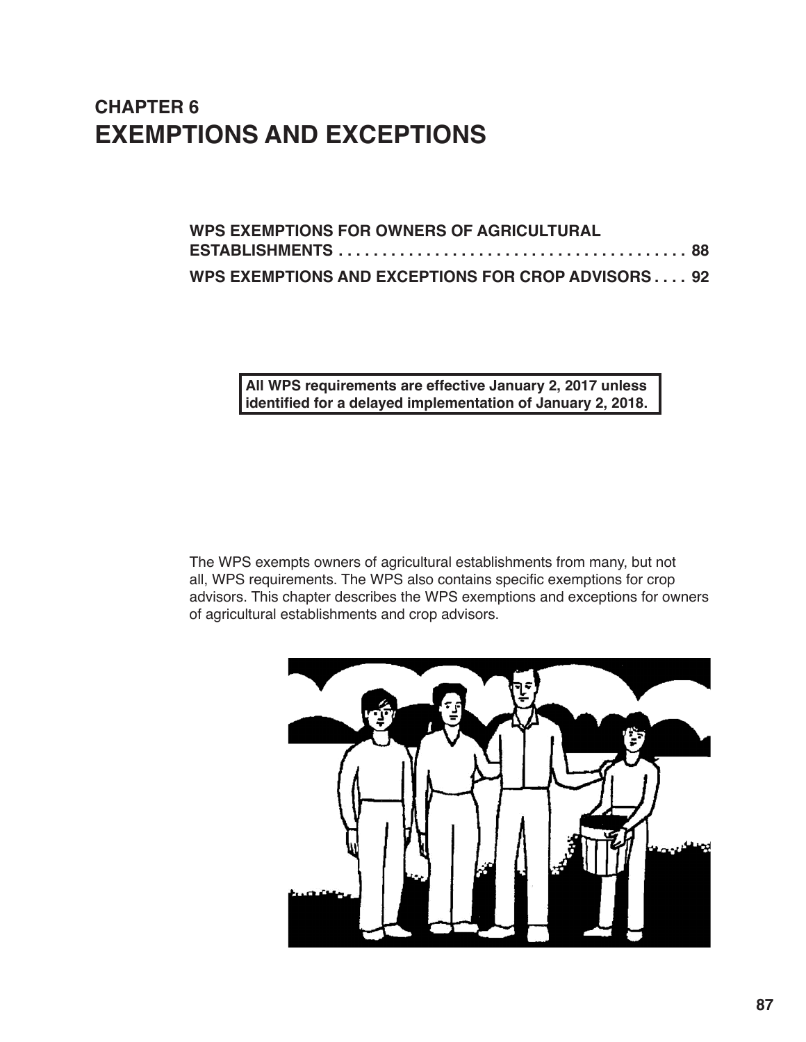# CHAPTER 6
# EXEMPTIONS AND EXCEPTIONS

**WPS EXEMPTIONS FOR OWNERS OF AGRICULTURAL ESTABLISHMENTS . . . . . . . . . . . . . . . . . . . . . . . . . . . . . . . . . . . . . . . . 88**

**WPS EXEMPTIONS AND EXCEPTIONS FOR CROP ADVISORS . . . . 92**

**All WPS requirements are effective January 2, 2017 unless identified for a delayed implementation of January 2, 2018.**

The WPS exempts owners of agricultural establishments from many, but not all, WPS requirements. The WPS also contains specific exemptions for crop advisors. This chapter describes the WPS exemptions and exceptions for owners of agricultural establishments and crop advisors.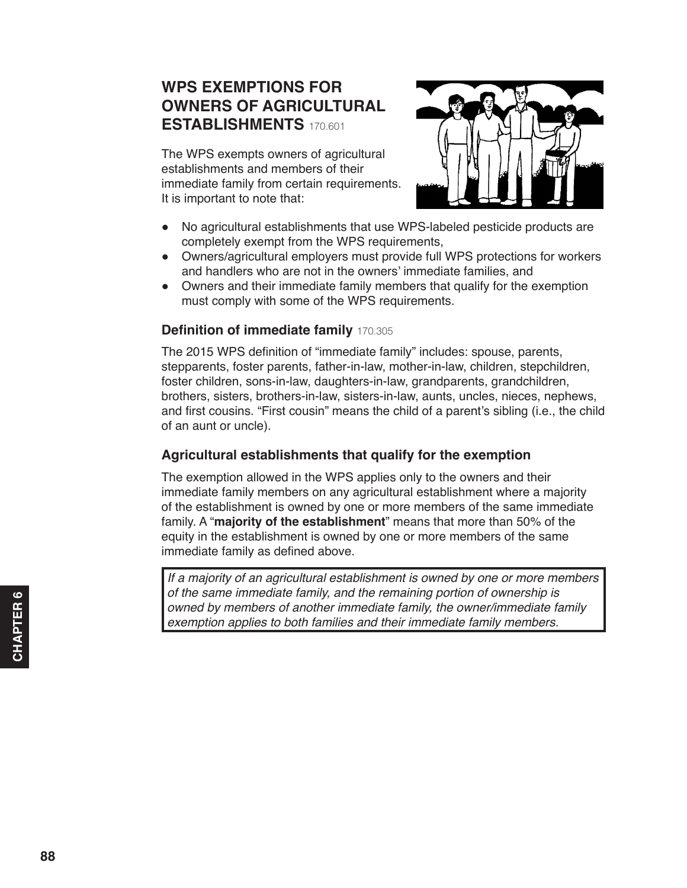## WPS EXEMPTIONS FOR OWNERS OF AGRICULTURAL ESTABLISHMENTS 170.601

The WPS exempts owners of agricultural establishments and members of their immediate family from certain requirements. It is important to note that:

- No agricultural establishments that use WPS-labeled pesticide products are completely exempt from the WPS requirements,
- Owners/agricultural employers must provide full WPS protections for workers and handlers who are not in the owners' immediate families, and
- Owners and their immediate family members that qualify for the exemption must comply with some of the WPS requirements.

### Definition of immediate family 170.305

The 2015 WPS definition of "immediate family" includes: spouse, parents, stepparents, foster parents, father-in-law, mother-in-law, children, stepchildren, foster children, sons-in-law, daughters-in-law, grandparents, grandchildren, brothers, sisters, brothers-in-law, sisters-in-law, aunts, uncles, nieces, nephews, and first cousins. "First cousin" means the child of a parent's sibling (i.e., the child of an aunt or uncle).

### Agricultural establishments that qualify for the exemption

The exemption allowed in the WPS applies only to the owners and their immediate family members on any agricultural establishment where a majority of the establishment is owned by one or more members of the same immediate family. A "**majority of the establishment**" means that more than 50% of the equity in the establishment is owned by one or more members of the same immediate family as defined above.

*If a majority of an agricultural establishment is owned by one or more members of the same immediate family, and the remaining portion of ownership is owned by members of another immediate family, the owner/immediate family exemption applies to both families and their immediate family members.*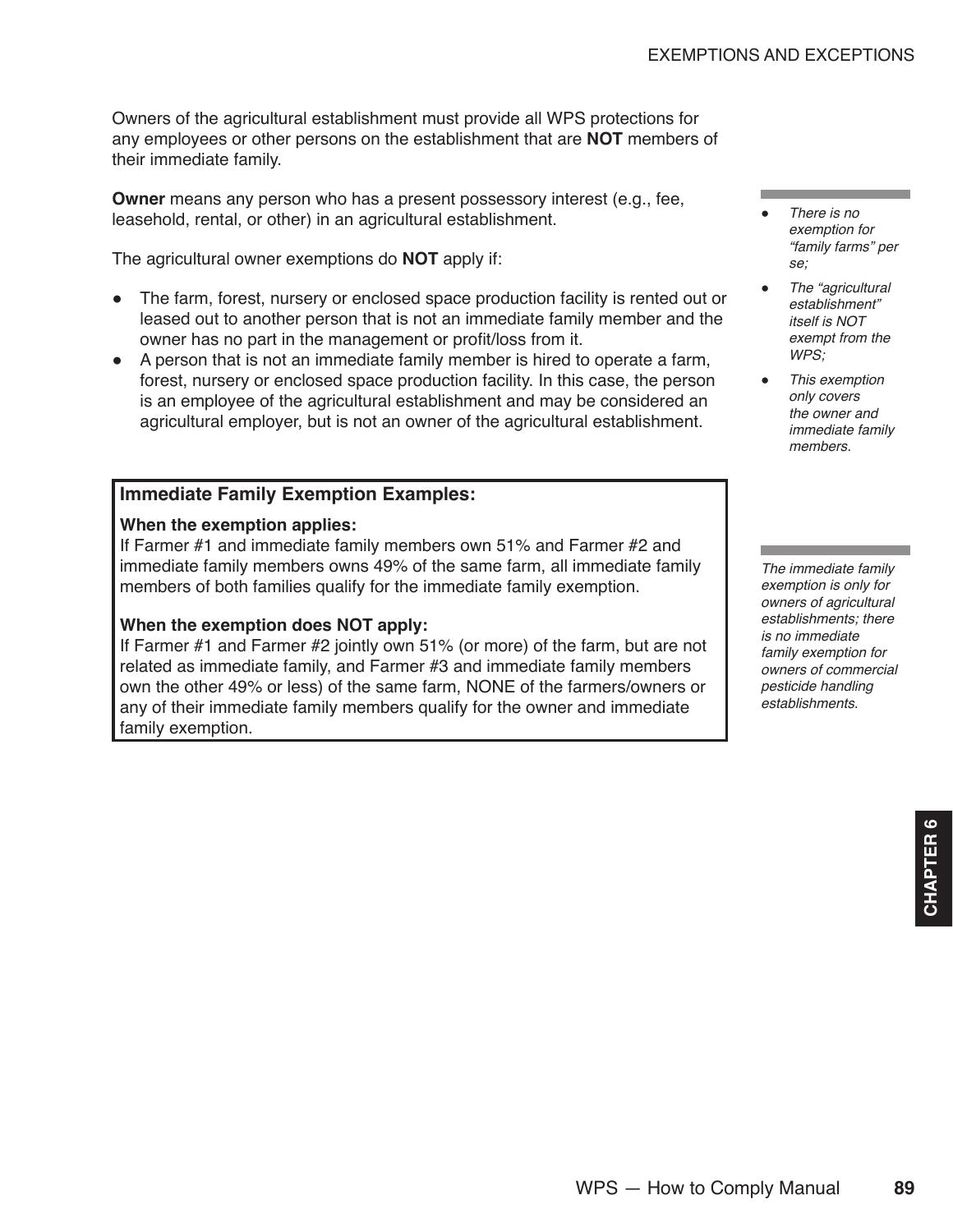Owners of the agricultural establishment must provide all WPS protections for any employees or other persons on the establishment that are **NOT** members of their immediate family.

**Owner** means any person who has a present possessory interest (e.g., fee, leasehold, rental, or other) in an agricultural establishment.

The agricultural owner exemptions do **NOT** apply if:

- The farm, forest, nursery or enclosed space production facility is rented out or leased out to another person that is not an immediate family member and the owner has no part in the management or profit/loss from it.
- A person that is not an immediate family member is hired to operate a farm, forest, nursery or enclosed space production facility. In this case, the person is an employee of the agricultural establishment and may be considered an agricultural employer, but is not an owner of the agricultural establishment.

- *There is no exemption for "family farms" per se;*
- *The "agricultural establishment" itself is NOT exempt from the WPS;*
- *This exemption only covers the owner and immediate family members.*

**Immediate Family Exemption Examples:**

**When the exemption applies:**
If Farmer #1 and immediate family members own 51% and Farmer #2 and immediate family members owns 49% of the same farm, all immediate family members of both families qualify for the immediate family exemption.

**When the exemption does NOT apply:**
If Farmer #1 and Farmer #2 jointly own 51% (or more) of the farm, but are not related as immediate family, and Farmer #3 and immediate family members own the other 49% or less) of the same farm, NONE of the farmers/owners or any of their immediate family members qualify for the owner and immediate family exemption.

*The immediate family exemption is only for owners of agricultural establishments; there is no immediate family exemption for owners of commercial pesticide handling establishments.*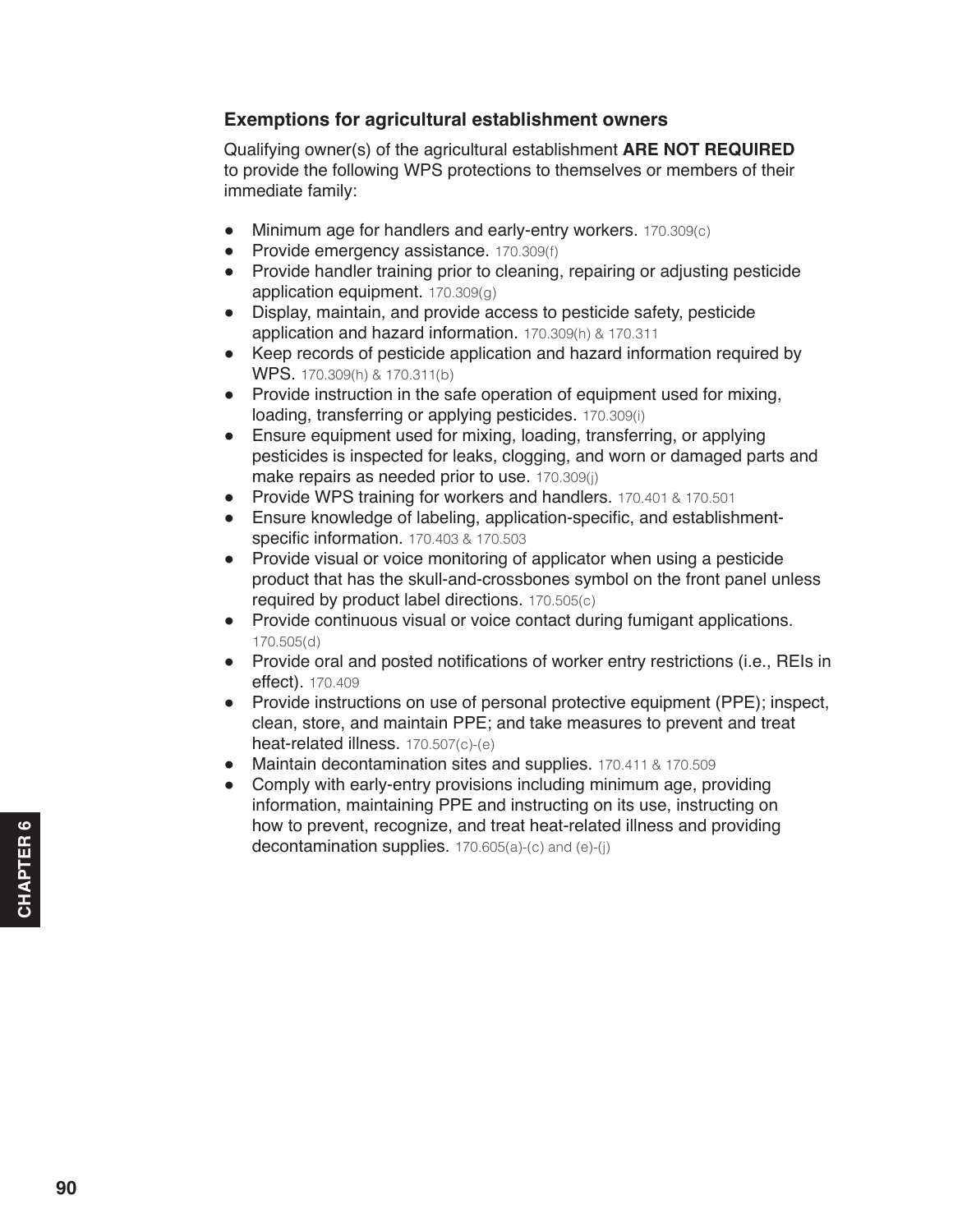### Exemptions for agricultural establishment owners

Qualifying owner(s) of the agricultural establishment **ARE NOT REQUIRED** to provide the following WPS protections to themselves or members of their immediate family:

- Minimum age for handlers and early-entry workers. 170.309(c)
- Provide emergency assistance. 170.309(f)
- Provide handler training prior to cleaning, repairing or adjusting pesticide application equipment. 170.309(g)
- Display, maintain, and provide access to pesticide safety, pesticide application and hazard information. 170.309(h) & 170.311
- Keep records of pesticide application and hazard information required by WPS. 170.309(h) & 170.311(b)
- Provide instruction in the safe operation of equipment used for mixing, loading, transferring or applying pesticides. 170.309(i)
- Ensure equipment used for mixing, loading, transferring, or applying pesticides is inspected for leaks, clogging, and worn or damaged parts and make repairs as needed prior to use. 170.309(j)
- Provide WPS training for workers and handlers. 170.401 & 170.501
- Ensure knowledge of labeling, application-specific, and establishment-specific information. 170.403 & 170.503
- Provide visual or voice monitoring of applicator when using a pesticide product that has the skull-and-crossbones symbol on the front panel unless required by product label directions. 170.505(c)
- Provide continuous visual or voice contact during fumigant applications. 170.505(d)
- Provide oral and posted notifications of worker entry restrictions (i.e., REIs in effect). 170.409
- Provide instructions on use of personal protective equipment (PPE); inspect, clean, store, and maintain PPE; and take measures to prevent and treat heat-related illness. 170.507(c)-(e)
- Maintain decontamination sites and supplies. 170.411 & 170.509
- Comply with early-entry provisions including minimum age, providing information, maintaining PPE and instructing on its use, instructing on how to prevent, recognize, and treat heat-related illness and providing decontamination supplies. 170.605(a)-(c) and (e)-(j)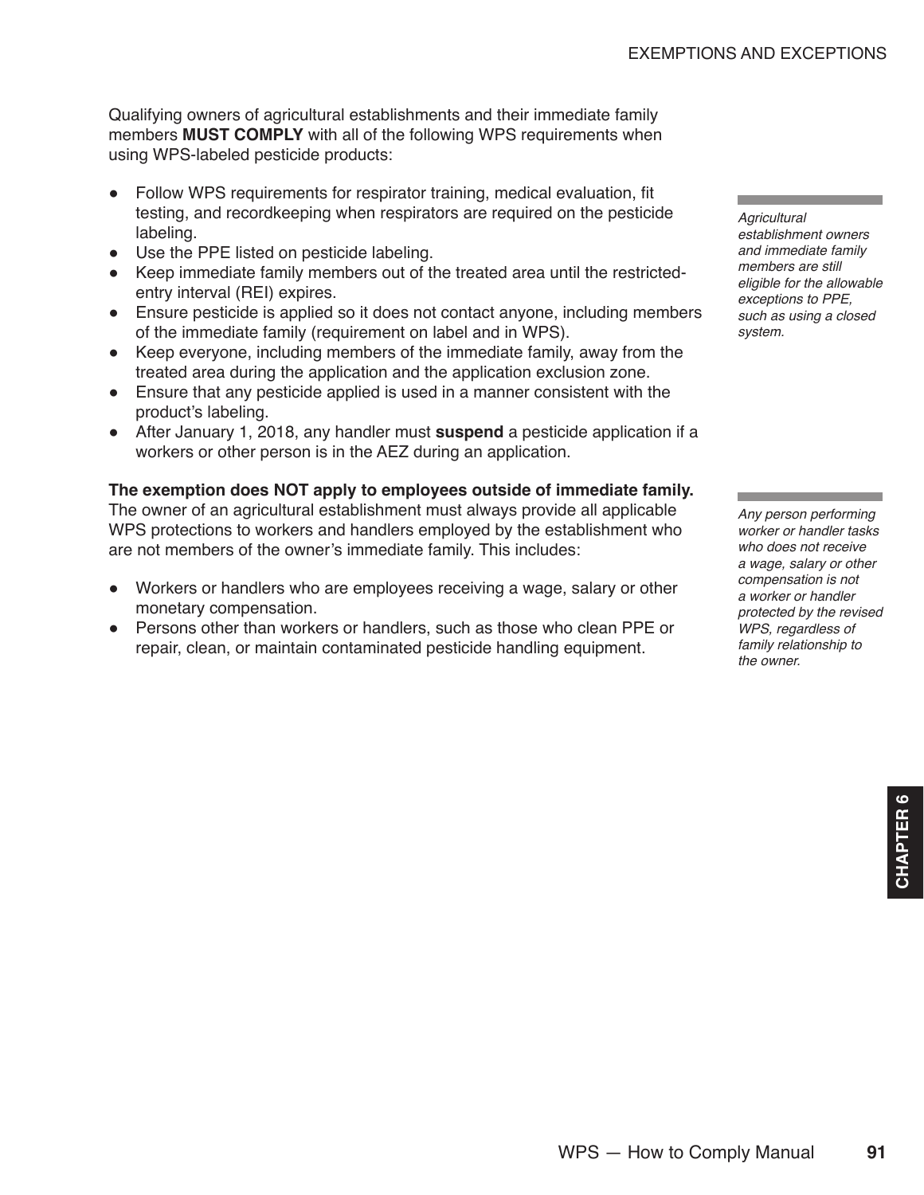Qualifying owners of agricultural establishments and their immediate family members **MUST COMPLY** with all of the following WPS requirements when using WPS-labeled pesticide products:

- Follow WPS requirements for respirator training, medical evaluation, fit testing, and recordkeeping when respirators are required on the pesticide labeling.
- Use the PPE listed on pesticide labeling.
- Keep immediate family members out of the treated area until the restricted-entry interval (REI) expires.
- Ensure pesticide is applied so it does not contact anyone, including members of the immediate family (requirement on label and in WPS).
- Keep everyone, including members of the immediate family, away from the treated area during the application and the application exclusion zone.
- Ensure that any pesticide applied is used in a manner consistent with the product's labeling.
- After January 1, 2018, any handler must **suspend** a pesticide application if a workers or other person is in the AEZ during an application.

*Agricultural establishment owners and immediate family members are still eligible for the allowable exceptions to PPE, such as using a closed system.*

**The exemption does NOT apply to employees outside of immediate family.** The owner of an agricultural establishment must always provide all applicable WPS protections to workers and handlers employed by the establishment who are not members of the owner's immediate family. This includes:

- Workers or handlers who are employees receiving a wage, salary or other monetary compensation.
- Persons other than workers or handlers, such as those who clean PPE or repair, clean, or maintain contaminated pesticide handling equipment.

*Any person performing worker or handler tasks who does not receive a wage, salary or other compensation is not a worker or handler protected by the revised WPS, regardless of family relationship to the owner.*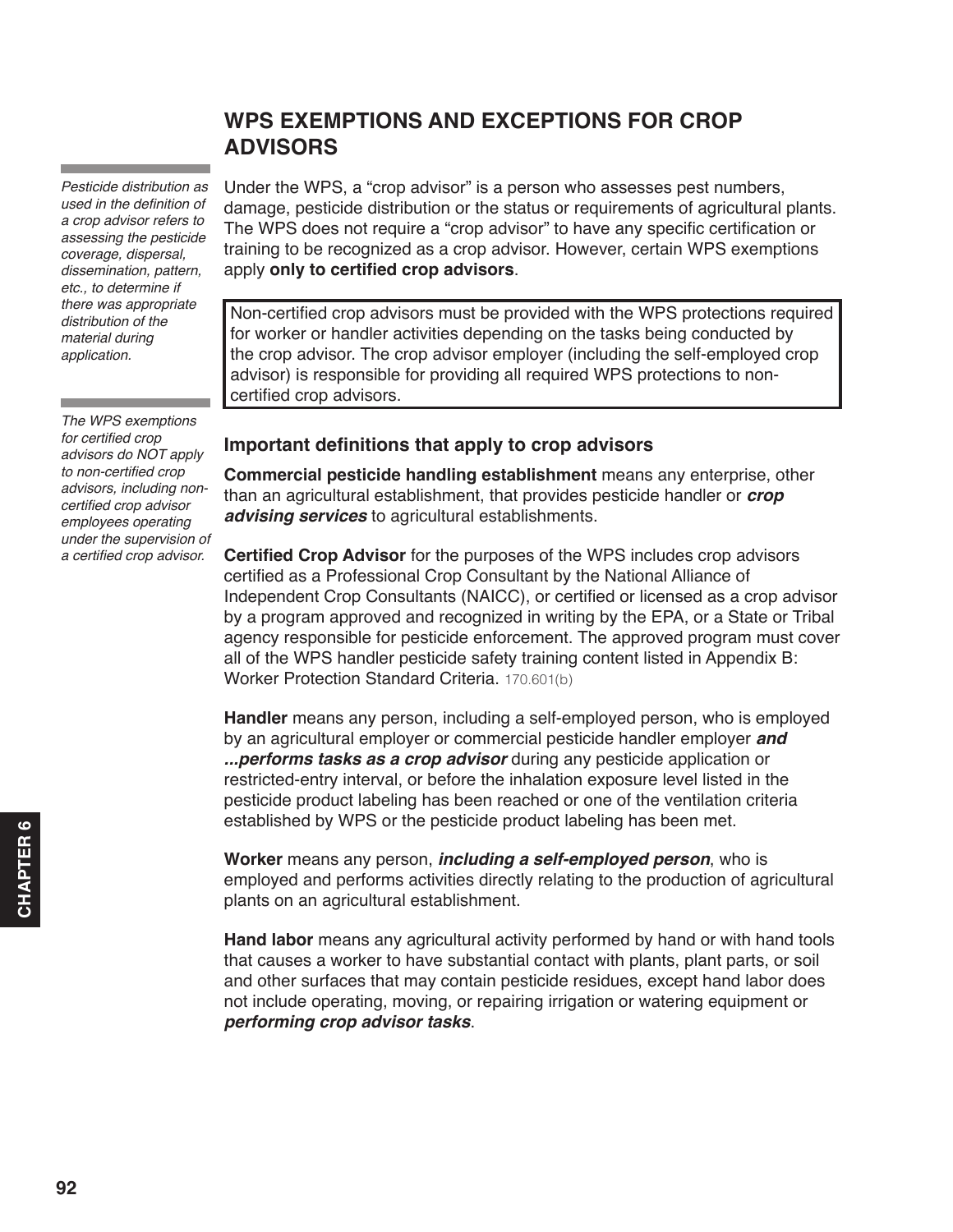## WPS EXEMPTIONS AND EXCEPTIONS FOR CROP ADVISORS

*Pesticide distribution as used in the definition of a crop advisor refers to assessing the pesticide coverage, dispersal, dissemination, pattern, etc., to determine if there was appropriate distribution of the material during application.*

Under the WPS, a "crop advisor" is a person who assesses pest numbers, damage, pesticide distribution or the status or requirements of agricultural plants. The WPS does not require a "crop advisor" to have any specific certification or training to be recognized as a crop advisor. However, certain WPS exemptions apply **only to certified crop advisors**.

> Non-certified crop advisors must be provided with the WPS protections required for worker or handler activities depending on the tasks being conducted by the crop advisor. The crop advisor employer (including the self-employed crop advisor) is responsible for providing all required WPS protections to non-certified crop advisors.

*The WPS exemptions for certified crop advisors do NOT apply to non-certified crop advisors, including non-certified crop advisor employees operating under the supervision of a certified crop advisor.*

### Important definitions that apply to crop advisors

**Commercial pesticide handling establishment** means any enterprise, other than an agricultural establishment, that provides pesticide handler or ***crop advising services*** to agricultural establishments.

**Certified Crop Advisor** for the purposes of the WPS includes crop advisors certified as a Professional Crop Consultant by the National Alliance of Independent Crop Consultants (NAICC), or certified or licensed as a crop advisor by a program approved and recognized in writing by the EPA, or a State or Tribal agency responsible for pesticide enforcement. The approved program must cover all of the WPS handler pesticide safety training content listed in Appendix B: Worker Protection Standard Criteria. 170.601(b)

**Handler** means any person, including a self-employed person, who is employed by an agricultural employer or commercial pesticide handler employer ***and ...performs tasks as a crop advisor*** during any pesticide application or restricted-entry interval, or before the inhalation exposure level listed in the pesticide product labeling has been reached or one of the ventilation criteria established by WPS or the pesticide product labeling has been met.

**Worker** means any person, ***including a self-employed person***, who is employed and performs activities directly relating to the production of agricultural plants on an agricultural establishment.

**Hand labor** means any agricultural activity performed by hand or with hand tools that causes a worker to have substantial contact with plants, plant parts, or soil and other surfaces that may contain pesticide residues, except hand labor does not include operating, moving, or repairing irrigation or watering equipment or ***performing crop advisor tasks***.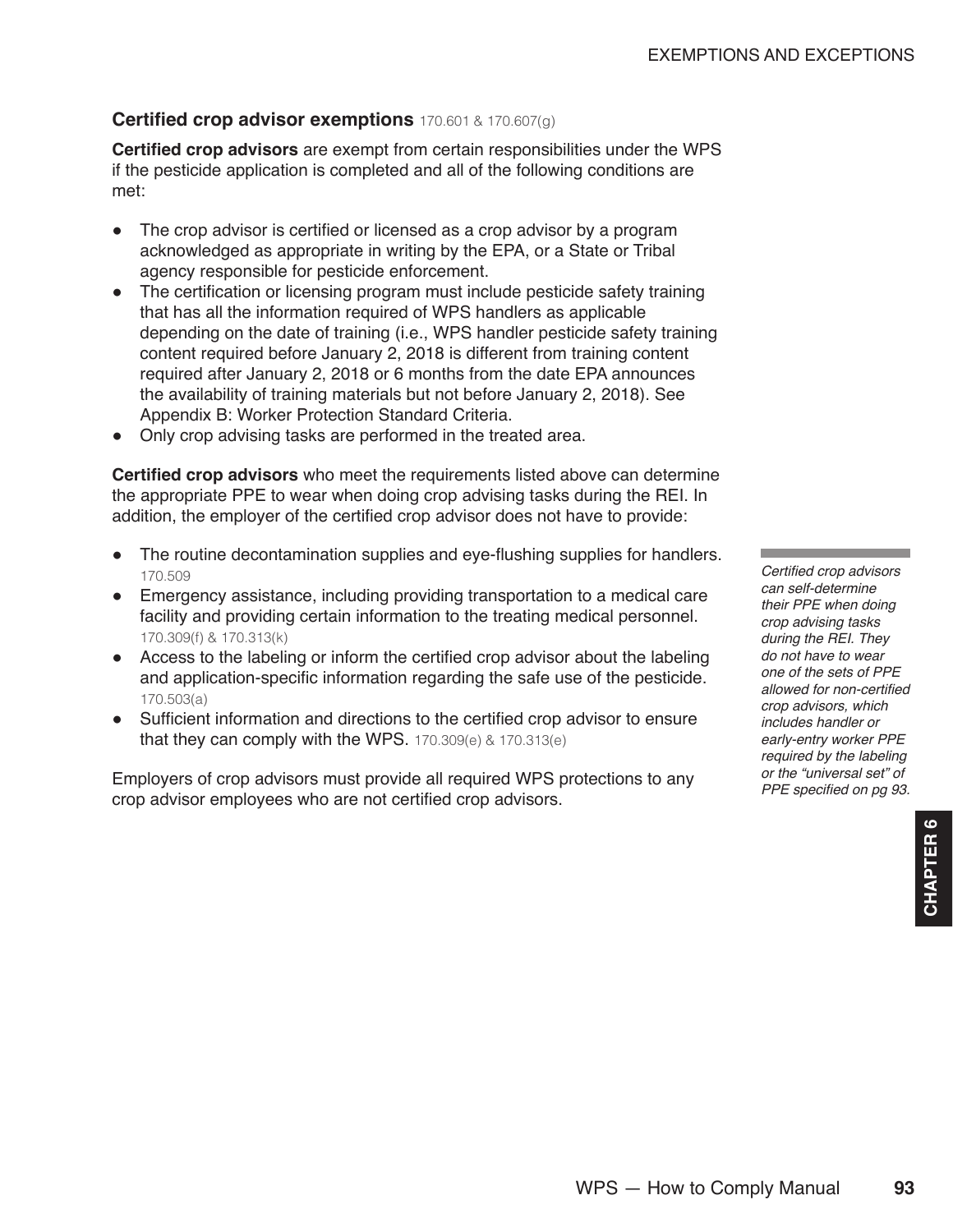### Certified crop advisor exemptions 170.601 & 170.607(g)

**Certified crop advisors** are exempt from certain responsibilities under the WPS if the pesticide application is completed and all of the following conditions are met:

- The crop advisor is certified or licensed as a crop advisor by a program acknowledged as appropriate in writing by the EPA, or a State or Tribal agency responsible for pesticide enforcement.
- The certification or licensing program must include pesticide safety training that has all the information required of WPS handlers as applicable depending on the date of training (i.e., WPS handler pesticide safety training content required before January 2, 2018 is different from training content required after January 2, 2018 or 6 months from the date EPA announces the availability of training materials but not before January 2, 2018). See Appendix B: Worker Protection Standard Criteria.
- Only crop advising tasks are performed in the treated area.

**Certified crop advisors** who meet the requirements listed above can determine the appropriate PPE to wear when doing crop advising tasks during the REI. In addition, the employer of the certified crop advisor does not have to provide:

- The routine decontamination supplies and eye-flushing supplies for handlers. 170.509
- Emergency assistance, including providing transportation to a medical care facility and providing certain information to the treating medical personnel. 170.309(f) & 170.313(k)
- Access to the labeling or inform the certified crop advisor about the labeling and application-specific information regarding the safe use of the pesticide. 170.503(a)
- Sufficient information and directions to the certified crop advisor to ensure that they can comply with the WPS. 170.309(e) & 170.313(e)

Employers of crop advisors must provide all required WPS protections to any crop advisor employees who are not certified crop advisors.

*Certified crop advisors can self-determine their PPE when doing crop advising tasks during the REI. They do not have to wear one of the sets of PPE allowed for non-certified crop advisors, which includes handler or early-entry worker PPE required by the labeling or the "universal set" of PPE specified on pg 93.*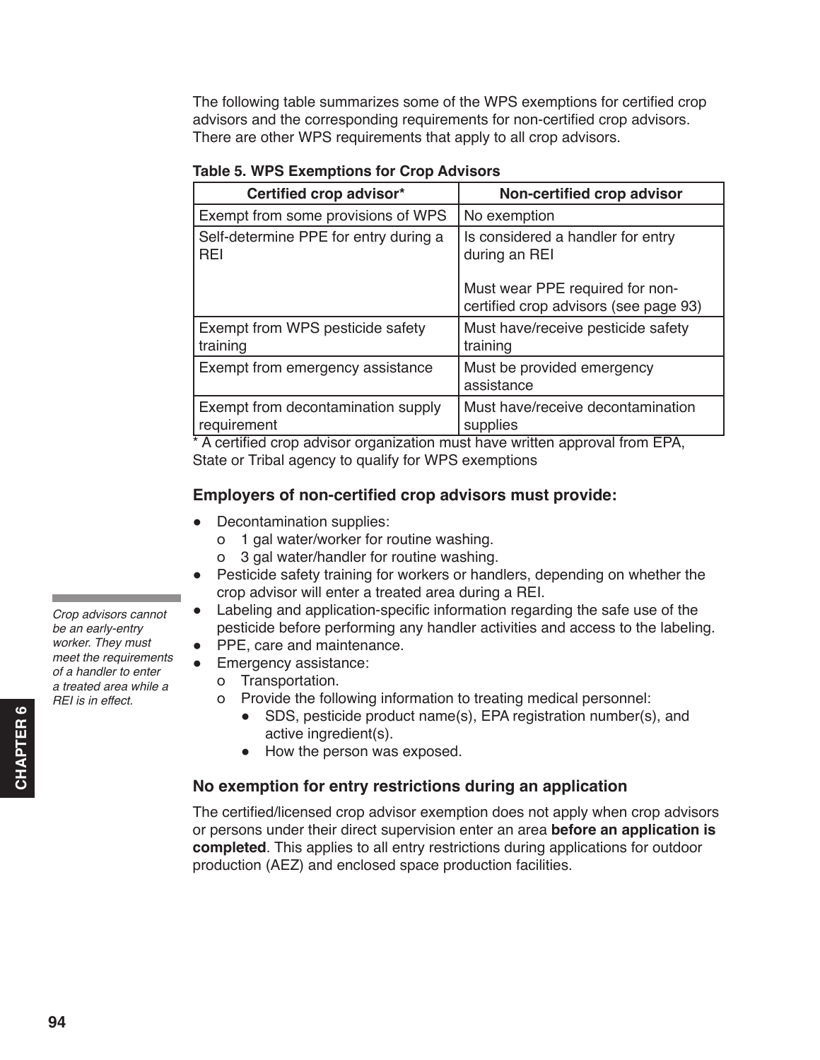The following table summarizes some of the WPS exemptions for certified crop advisors and the corresponding requirements for non-certified crop advisors. There are other WPS requirements that apply to all crop advisors.

**Table 5. WPS Exemptions for Crop Advisors**

| Certified crop advisor* | Non-certified crop advisor |
|---|---|
| Exempt from some provisions of WPS | No exemption |
| Self-determine PPE for entry during a REI | Is considered a handler for entry during an REI<br><br>Must wear PPE required for non-certified crop advisors (see page 93) |
| Exempt from WPS pesticide safety training | Must have/receive pesticide safety training |
| Exempt from emergency assistance | Must be provided emergency assistance |
| Exempt from decontamination supply requirement | Must have/receive decontamination supplies |

* A certified crop advisor organization must have written approval from EPA, State or Tribal agency to qualify for WPS exemptions

### Employers of non-certified crop advisors must provide:

- Decontamination supplies:
  - 1 gal water/worker for routine washing.
  - 3 gal water/handler for routine washing.
- Pesticide safety training for workers or handlers, depending on whether the crop advisor will enter a treated area during a REI.
- Labeling and application-specific information regarding the safe use of the pesticide before performing any handler activities and access to the labeling.
- PPE, care and maintenance.
- Emergency assistance:
  - Transportation.
  - Provide the following information to treating medical personnel:
    - SDS, pesticide product name(s), EPA registration number(s), and active ingredient(s).
    - How the person was exposed.

*Crop advisors cannot be an early-entry worker. They must meet the requirements of a handler to enter a treated area while a REI is in effect.*

### No exemption for entry restrictions during an application

The certified/licensed crop advisor exemption does not apply when crop advisors or persons under their direct supervision enter an area **before an application is completed**. This applies to all entry restrictions during applications for outdoor production (AEZ) and enclosed space production facilities.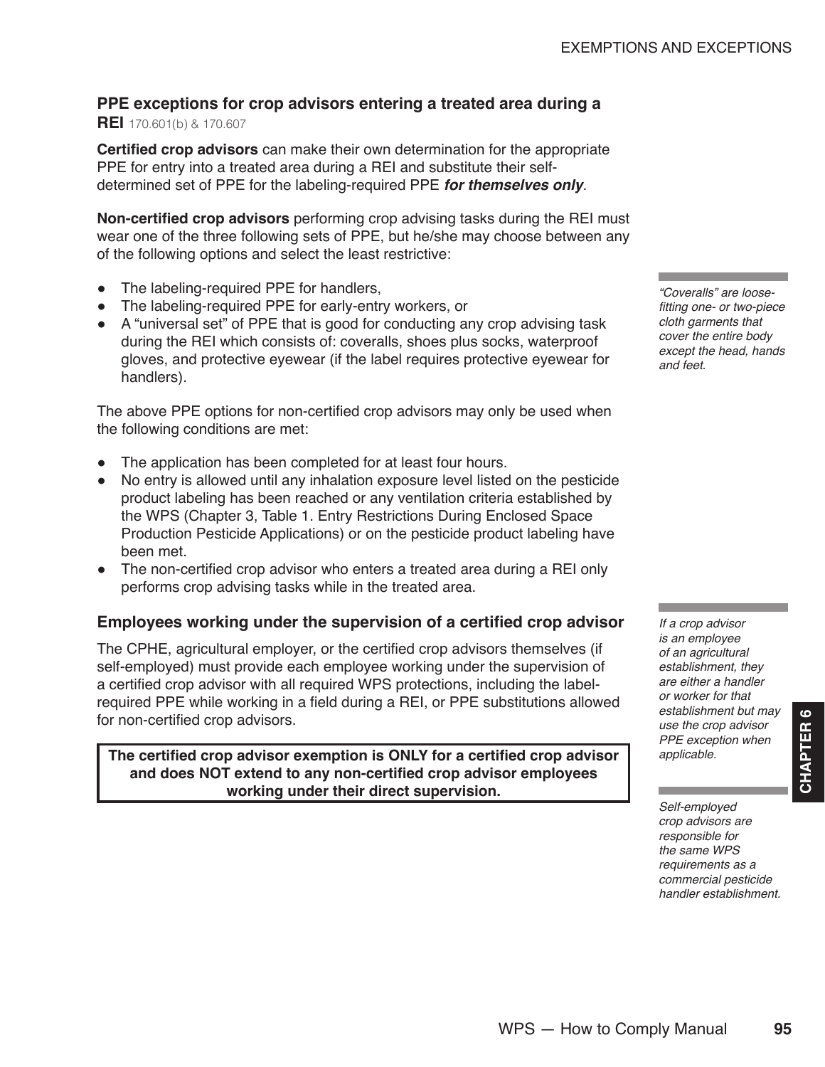### PPE exceptions for crop advisors entering a treated area during a REI 170.601(b) & 170.607

**Certified crop advisors** can make their own determination for the appropriate PPE for entry into a treated area during a REI and substitute their self-determined set of PPE for the labeling-required PPE ***for themselves only***.

**Non-certified crop advisors** performing crop advising tasks during the REI must wear one of the three following sets of PPE, but he/she may choose between any of the following options and select the least restrictive:

- The labeling-required PPE for handlers,
- The labeling-required PPE for early-entry workers, or
- A "universal set" of PPE that is good for conducting any crop advising task during the REI which consists of: coveralls, shoes plus socks, waterproof gloves, and protective eyewear (if the label requires protective eyewear for handlers).

*"Coveralls" are loose-fitting one- or two-piece cloth garments that cover the entire body except the head, hands and feet.*

The above PPE options for non-certified crop advisors may only be used when the following conditions are met:

- The application has been completed for at least four hours.
- No entry is allowed until any inhalation exposure level listed on the pesticide product labeling has been reached or any ventilation criteria established by the WPS (Chapter 3, Table 1. Entry Restrictions During Enclosed Space Production Pesticide Applications) or on the pesticide product labeling have been met.
- The non-certified crop advisor who enters a treated area during a REI only performs crop advising tasks while in the treated area.

### Employees working under the supervision of a certified crop advisor

The CPHE, agricultural employer, or the certified crop advisors themselves (if self-employed) must provide each employee working under the supervision of a certified crop advisor with all required WPS protections, including the label-required PPE while working in a field during a REI, or PPE substitutions allowed for non-certified crop advisors.

*If a crop advisor is an employee of an agricultural establishment, they are either a handler or worker for that establishment but may use the crop advisor PPE exception when applicable.*

**The certified crop advisor exemption is ONLY for a certified crop advisor and does NOT extend to any non-certified crop advisor employees working under their direct supervision.**

*Self-employed crop advisors are responsible for the same WPS requirements as a commercial pesticide handler establishment.*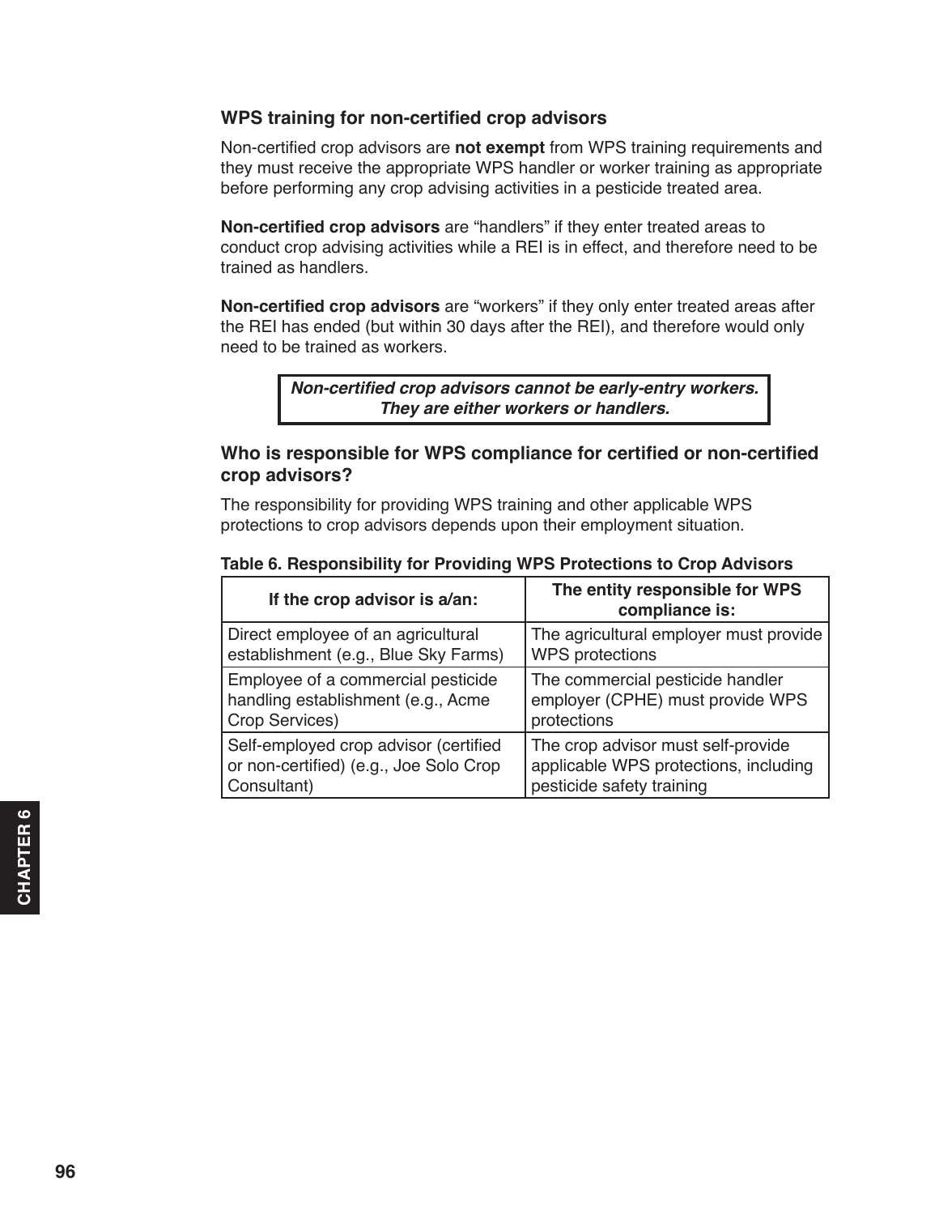### WPS training for non-certified crop advisors

Non-certified crop advisors are **not exempt** from WPS training requirements and they must receive the appropriate WPS handler or worker training as appropriate before performing any crop advising activities in a pesticide treated area.

**Non-certified crop advisors** are “handlers” if they enter treated areas to conduct crop advising activities while a REI is in effect, and therefore need to be trained as handlers.

**Non-certified crop advisors** are “workers” if they only enter treated areas after the REI has ended (but within 30 days after the REI), and therefore would only need to be trained as workers.

***Non-certified crop advisors cannot be early-entry workers. They are either workers or handlers.***

### Who is responsible for WPS compliance for certified or non-certified crop advisors?

The responsibility for providing WPS training and other applicable WPS protections to crop advisors depends upon their employment situation.

**Table 6. Responsibility for Providing WPS Protections to Crop Advisors**

| If the crop advisor is a/an: | The entity responsible for WPS compliance is: |
|---|---|
| Direct employee of an agricultural establishment (e.g., Blue Sky Farms) | The agricultural employer must provide WPS protections |
| Employee of a commercial pesticide handling establishment (e.g., Acme Crop Services) | The commercial pesticide handler employer (CPHE) must provide WPS protections |
| Self-employed crop advisor (certified or non-certified) (e.g., Joe Solo Crop Consultant) | The crop advisor must self-provide applicable WPS protections, including pesticide safety training |